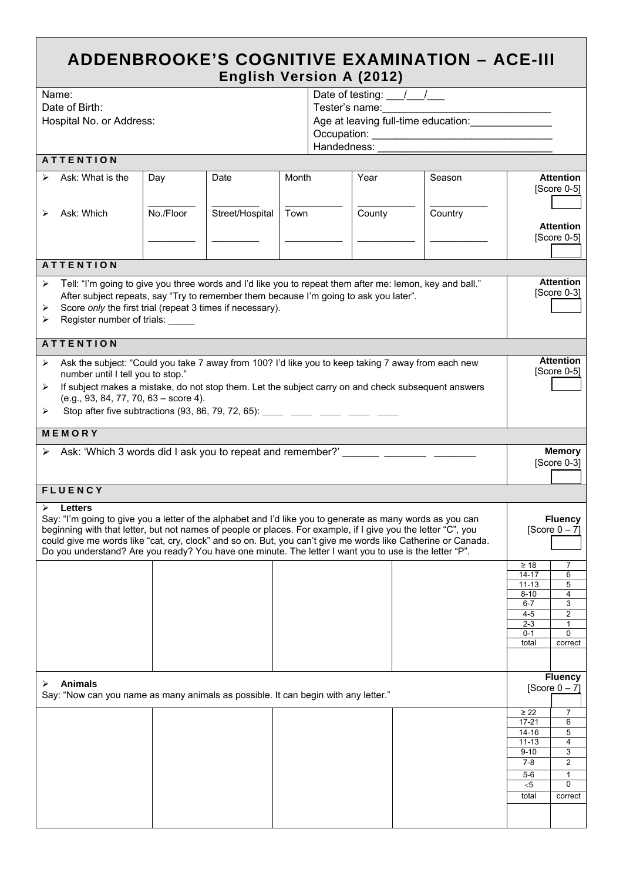# ADDENBROOKE'S COGNITIVE EXAMINATION – ACE-III

## English Version A (2012)

Name:
Date of Birth:
Hospital No. or Address:

Date of testing: ___/___/___
Tester's name:____________________________
Age at leaving full-time education:_____________
Occupation: ______________________________
Handedness: _____________________________

### ATTENTION

| | | | | | | |
|---|---|---|---|---|---|---|
| ➢ Ask: What is the | Day | Date | Month | Year | Season | **Attention** [Score 0-5] |
| | _________ | _________ | __________ | __________ | __________ | |
| ➢ Ask: Which | No./Floor | Street/Hospital | Town | County | Country | **Attention** [Score 0-5] |
| | _________ | _________ | __________ | __________ | __________ | |

### ATTENTION

- Tell: "I'm going to give you three words and I'd like you to repeat them after me: lemon, key and ball." After subject repeats, say "Try to remember them because I'm going to ask you later".
- Score *only* the first trial (repeat 3 times if necessary).
- Register number of trials: _____

**Attention** [Score 0-3]

### ATTENTION

- Ask the subject: "Could you take 7 away from 100? I'd like you to keep taking 7 away from each new number until I tell you to stop."
- If subject makes a mistake, do not stop them. Let the subject carry on and check subsequent answers (e.g., 93, 84, 77, 70, 63 – score 4).
- Stop after five subtractions (93, 86, 79, 72, 65): ____ ____ ____ ____ ____

**Attention** [Score 0-5]

### MEMORY

- Ask: 'Which 3 words did I ask you to repeat and remember?' ______ _______ _______

**Memory** [Score 0-3]

### FLUENCY

- **Letters**

Say: "I'm going to give you a letter of the alphabet and I'd like you to generate as many words as you can beginning with that letter, but not names of people or places. For example, if I give you the letter "C", you could give me words like "cat, cry, clock" and so on. But, you can't give me words like Catherine or Canada. Do you understand? Are you ready? You have one minute. The letter I want you to use is the letter "P".

**Fluency** [Score 0 – 7]

| | |
|---|---|
| ≥ 18 | 7 |
| 14-17 | 6 |
| 11-13 | 5 |
| 8-10 | 4 |
| 6-7 | 3 |
| 4-5 | 2 |
| 2-3 | 1 |
| 0-1 | 0 |
| total | correct |

- **Animals**

Say: "Now can you name as many animals as possible. It can begin with any letter."

**Fluency** [Score 0 – 7]

| | |
|---|---|
| ≥ 22 | 7 |
| 17-21 | 6 |
| 14-16 | 5 |
| 11-13 | 4 |
| 9-10 | 3 |
| 7-8 | 2 |
| 5-6 | 1 |
| <5 | 0 |
| total | correct |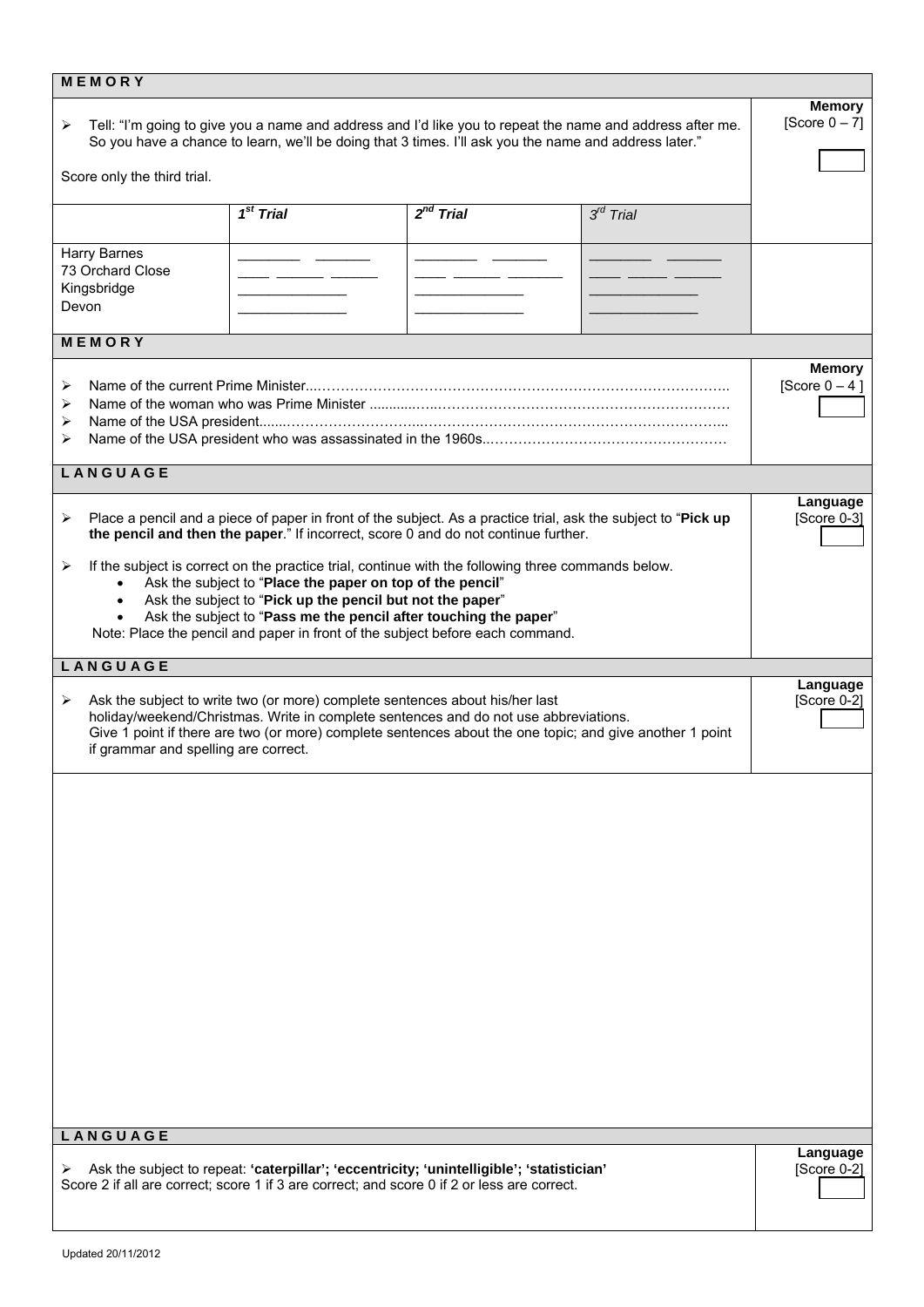## MEMORY

- Tell: "I'm going to give you a name and address and I'd like you to repeat the name and address after me. So you have a chance to learn, we'll be doing that 3 times. I'll ask you the name and address later."

Score only the third trial.

**Memory** [Score 0 – 7]

| | *1st Trial* | *2nd Trial* | *3rd Trial* |
|---|---|---|---|
| Harry Barnes<br>73 Orchard Close<br>Kingsbridge<br>Devon | ________ _______<br>____ ______ ______<br>______________<br>______________ | ________ _______<br>____ ______ _______<br>______________<br>______________ | ________ _______<br>____ _____ ______<br>______________<br>______________ |

## MEMORY

- Name of the current Prime Minister..............................................................................
- Name of the woman who was Prime Minister ......................................................................
- Name of the USA president.......................................................................................
- Name of the USA president who was assassinated in the 1960s.........................................

**Memory** [Score 0 – 4 ]

## LANGUAGE

- Place a pencil and a piece of paper in front of the subject. As a practice trial, ask the subject to "**Pick up the pencil and then the paper**." If incorrect, score 0 and do not continue further.
- If the subject is correct on the practice trial, continue with the following three commands below.
  - Ask the subject to "**Place the paper on top of the pencil**"
  - Ask the subject to "**Pick up the pencil but not the paper**"
  - Ask the subject to "**Pass me the pencil after touching the paper**"

  Note: Place the pencil and paper in front of the subject before each command.

**Language** [Score 0-3]

## LANGUAGE

- Ask the subject to write two (or more) complete sentences about his/her last holiday/weekend/Christmas. Write in complete sentences and do not use abbreviations.
  Give 1 point if there are two (or more) complete sentences about the one topic; and give another 1 point if grammar and spelling are correct.

**Language** [Score 0-2]

## LANGUAGE

- Ask the subject to repeat: **'caterpillar'; 'eccentricity; 'unintelligible'; 'statistician'**

Score 2 if all are correct; score 1 if 3 are correct; and score 0 if 2 or less are correct.

**Language** [Score 0-2]

Updated 20/11/2012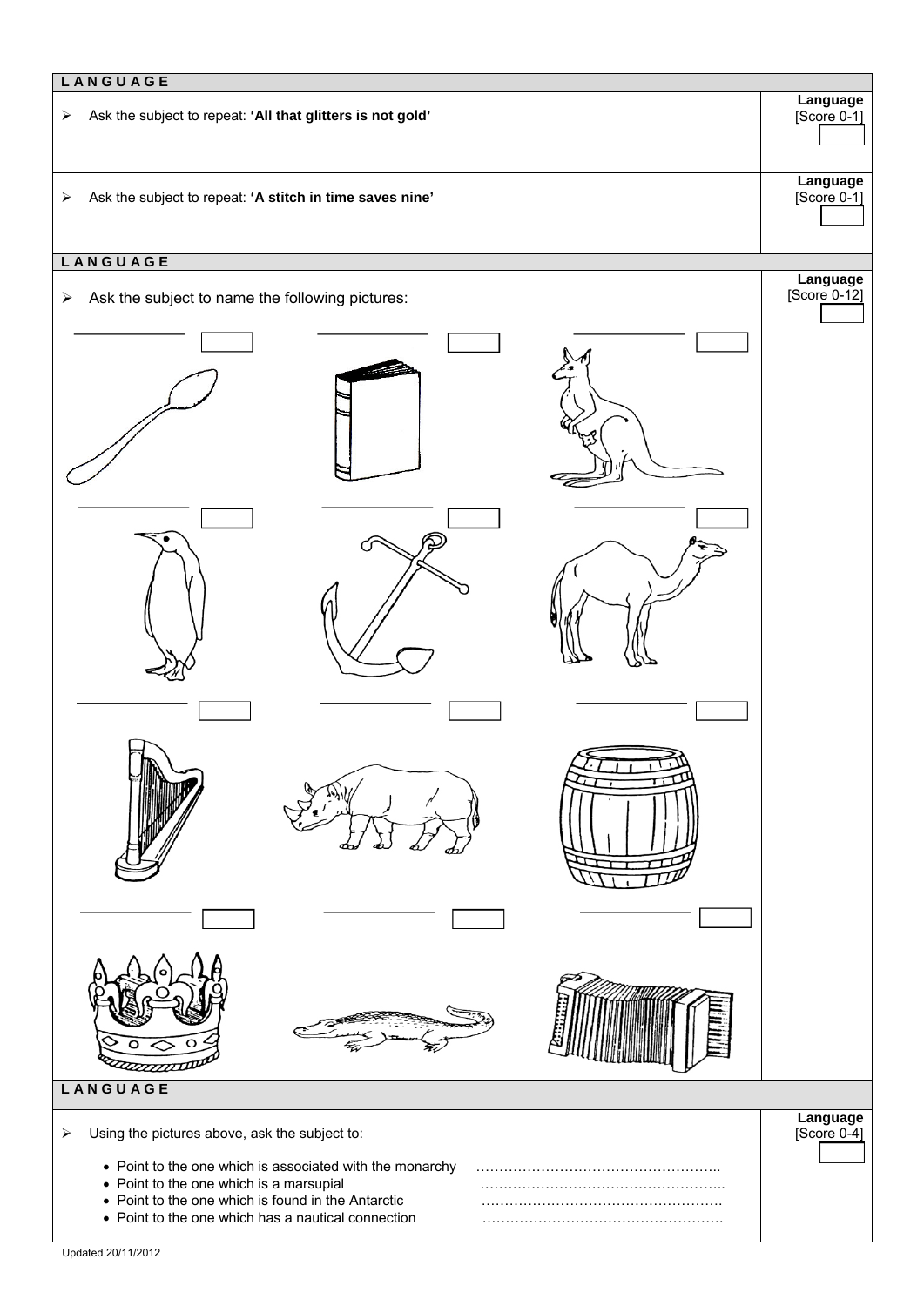## LANGUAGE

| | |
|---|---|
| ➢ Ask the subject to repeat: **'All that glitters is not gold'** | **Language** [Score 0-1] |
| ➢ Ask the subject to repeat: **'A stitch in time saves nine'** | **Language** [Score 0-1] |

## LANGUAGE

➢ Ask the subject to name the following pictures:

**Language** [Score 0-12]

## LANGUAGE

➢ Using the pictures above, ask the subject to:

**Language** [Score 0-4]

- Point to the one which is associated with the monarchy ……………………………………………..
- Point to the one which is a marsupial ……………………………………………..
- Point to the one which is found in the Antarctic …………………………………………….
- Point to the one which has a nautical connection …………………………………………….

Updated 20/11/2012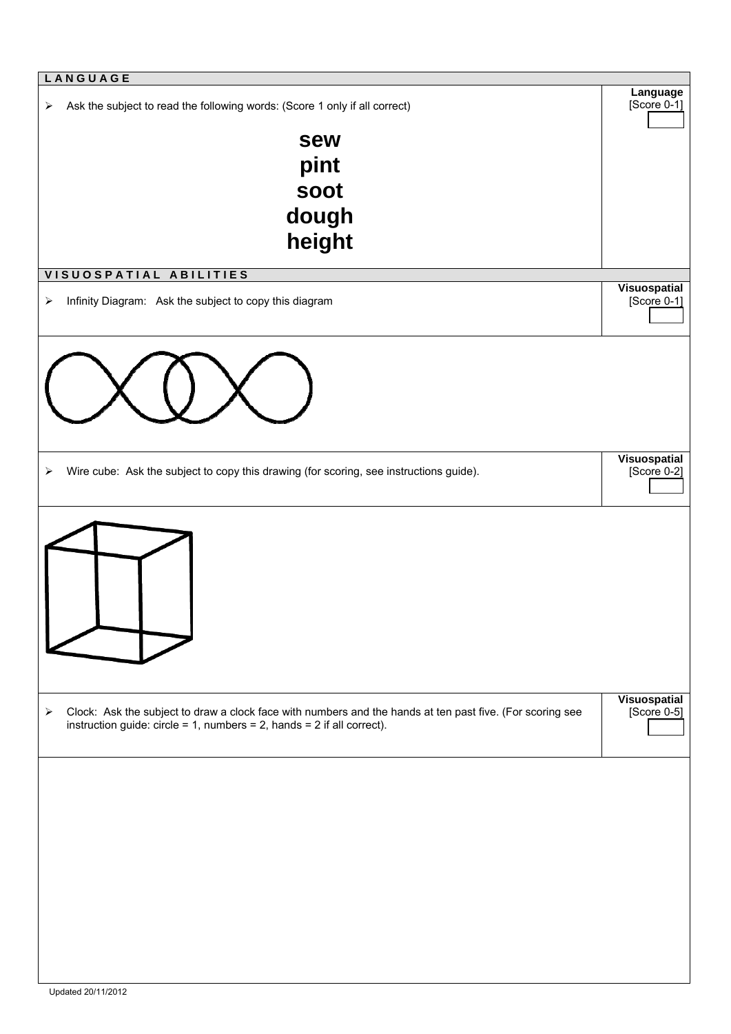## LANGUAGE

- Ask the subject to read the following words: (Score 1 only if all correct)

**Language** [Score 0-1]

**sew**
**pint**
**soot**
**dough**
**height**

## VISUOSPATIAL ABILITIES

- Infinity Diagram: Ask the subject to copy this diagram

**Visuospatial** [Score 0-1]

- Wire cube: Ask the subject to copy this drawing (for scoring, see instructions guide).

**Visuospatial** [Score 0-2]

- Clock: Ask the subject to draw a clock face with numbers and the hands at ten past five. (For scoring see instruction guide: circle = 1, numbers = 2, hands = 2 if all correct).

**Visuospatial** [Score 0-5]

Updated 20/11/2012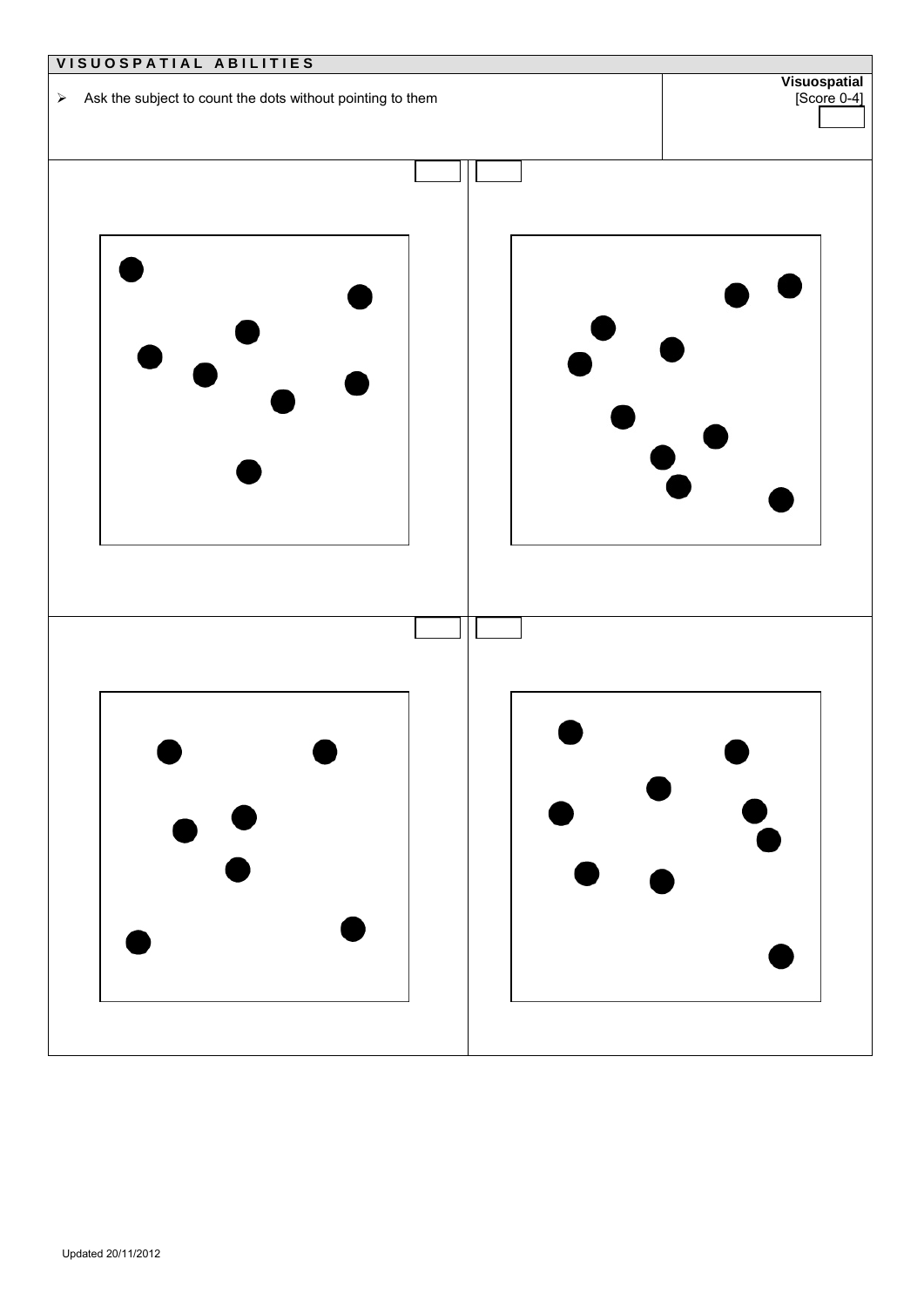## VISUOSPATIAL ABILITIES

| | Visuospatial [Score 0-4] |
|---|---|
| ➢ Ask the subject to count the dots without pointing to them | |

Updated 20/11/2012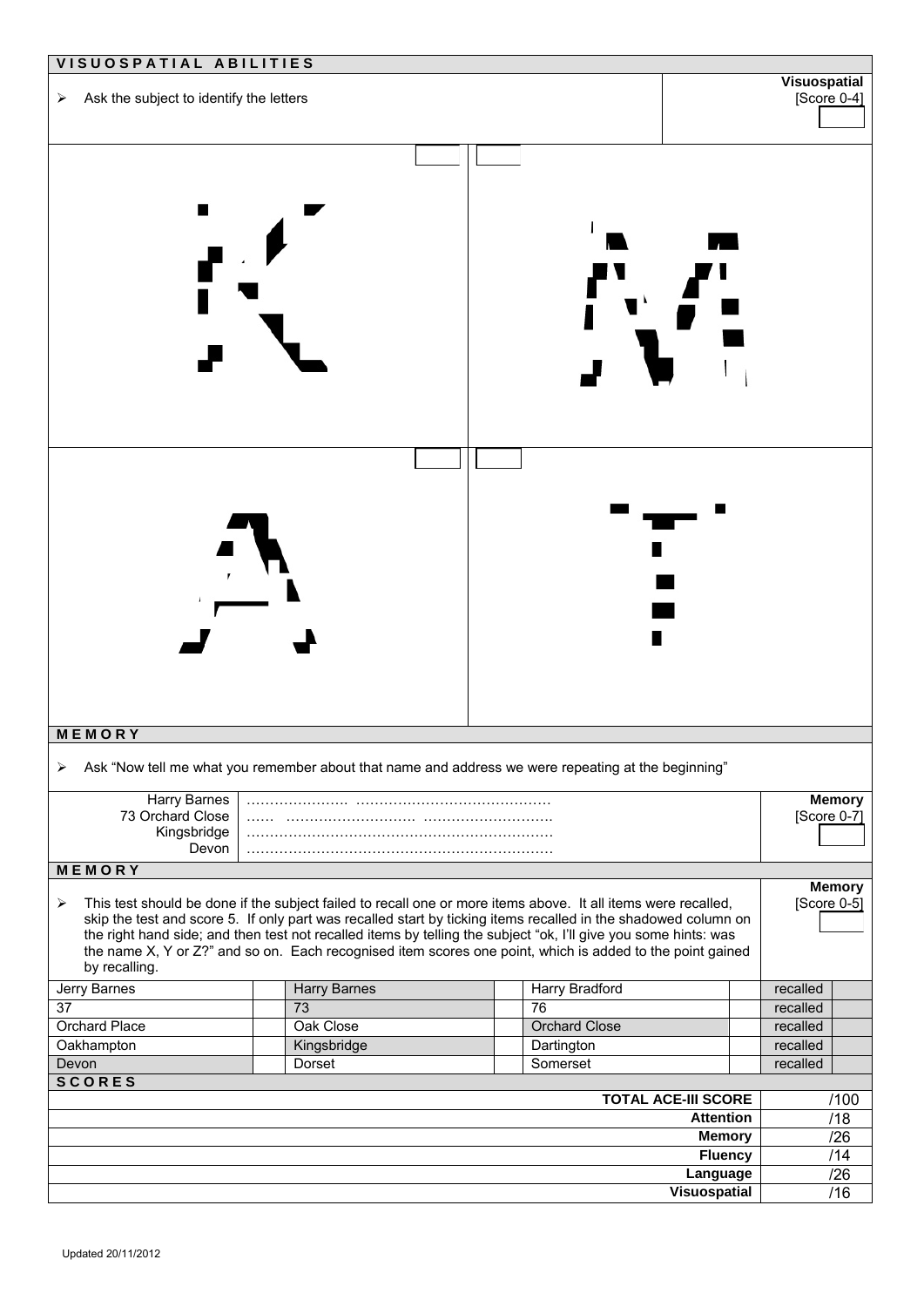## VISUOSPATIAL ABILITIES

- Ask the subject to identify the letters

**Visuospatial** [Score 0-4]

## MEMORY

- Ask "Now tell me what you remember about that name and address we were repeating at the beginning"

| | | |
|---|---|---|
| Harry Barnes<br>73 Orchard Close<br>Kingsbridge<br>Devon | …………………. …………………………………….<br>…… ………………………. ……………………….<br>…………………………………………………………<br>………………………………………………………… | **Memory** [Score 0-7] |

## MEMORY

- This test should be done if the subject failed to recall one or more items above. It all items were recalled, skip the test and score 5. If only part was recalled start by ticking items recalled in the shadowed column on the right hand side; and then test not recalled items by telling the subject "ok, I'll give you some hints: was the name X, Y or Z?" and so on. Each recognised item scores one point, which is added to the point gained by recalling.

**Memory** [Score 0-5]

| | | | | | | | |
|---|---|---|---|---|---|---|---|
| Jerry Barnes | | Harry Barnes | | Harry Bradford | | recalled | |
| 37 | | 73 | | 76 | | recalled | |
| Orchard Place | | Oak Close | | Orchard Close | | recalled | |
| Oakhampton | | Kingsbridge | | Dartington | | recalled | |
| Devon | | Dorset | | Somerset | | recalled | |

## SCORES

| | |
|---|---|
| **TOTAL ACE-III SCORE** | /100 |
| **Attention** | /18 |
| **Memory** | /26 |
| **Fluency** | /14 |
| **Language** | /26 |
| **Visuospatial** | /16 |

Updated 20/11/2012